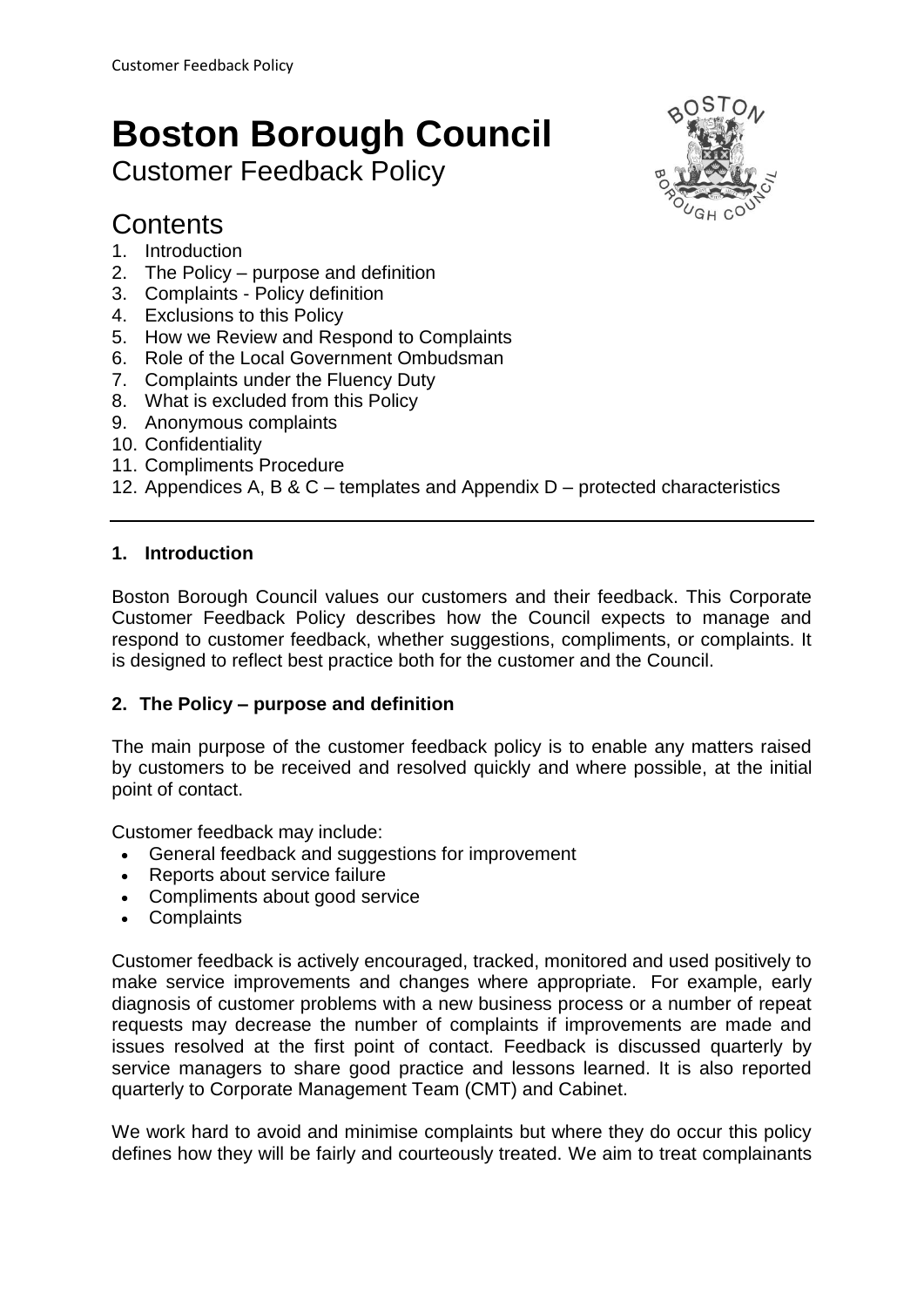# Boston Borough Council

Customer Feedback Policy

## Contents

1. Introduction
2. The Policy – purpose and definition
3. Complaints - Policy definition
4. Exclusions to this Policy
5. How we Review and Respond to Complaints
6. Role of the Local Government Ombudsman
7. Complaints under the Fluency Duty
8. What is excluded from this Policy
9. Anonymous complaints
10. Confidentiality
11. Compliments Procedure
12. Appendices A, B & C – templates and Appendix D – protected characteristics

---

### 1. Introduction

Boston Borough Council values our customers and their feedback. This Corporate Customer Feedback Policy describes how the Council expects to manage and respond to customer feedback, whether suggestions, compliments, or complaints. It is designed to reflect best practice both for the customer and the Council.

### 2. The Policy – purpose and definition

The main purpose of the customer feedback policy is to enable any matters raised by customers to be received and resolved quickly and where possible, at the initial point of contact.

Customer feedback may include:

- General feedback and suggestions for improvement
- Reports about service failure
- Compliments about good service
- Complaints

Customer feedback is actively encouraged, tracked, monitored and used positively to make service improvements and changes where appropriate. For example, early diagnosis of customer problems with a new business process or a number of repeat requests may decrease the number of complaints if improvements are made and issues resolved at the first point of contact. Feedback is discussed quarterly by service managers to share good practice and lessons learned. It is also reported quarterly to Corporate Management Team (CMT) and Cabinet.

We work hard to avoid and minimise complaints but where they do occur this policy defines how they will be fairly and courteously treated. We aim to treat complainants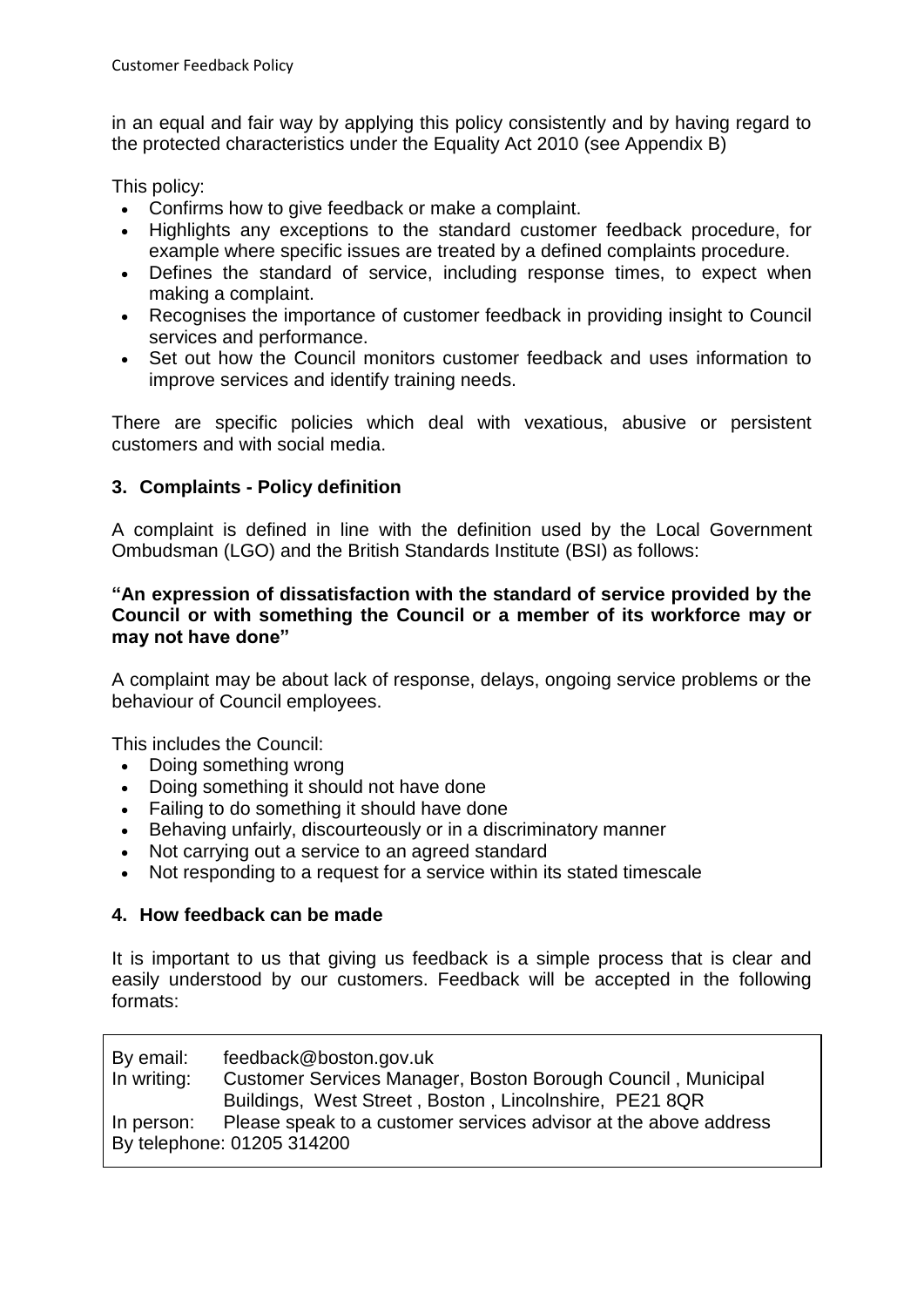in an equal and fair way by applying this policy consistently and by having regard to the protected characteristics under the Equality Act 2010 (see Appendix B)

This policy:

- Confirms how to give feedback or make a complaint.
- Highlights any exceptions to the standard customer feedback procedure, for example where specific issues are treated by a defined complaints procedure.
- Defines the standard of service, including response times, to expect when making a complaint.
- Recognises the importance of customer feedback in providing insight to Council services and performance.
- Set out how the Council monitors customer feedback and uses information to improve services and identify training needs.

There are specific policies which deal with vexatious, abusive or persistent customers and with social media.

## 3. Complaints - Policy definition

A complaint is defined in line with the definition used by the Local Government Ombudsman (LGO) and the British Standards Institute (BSI) as follows:

**"An expression of dissatisfaction with the standard of service provided by the Council or with something the Council or a member of its workforce may or may not have done"**

A complaint may be about lack of response, delays, ongoing service problems or the behaviour of Council employees.

This includes the Council:

- Doing something wrong
- Doing something it should not have done
- Failing to do something it should have done
- Behaving unfairly, discourteously or in a discriminatory manner
- Not carrying out a service to an agreed standard
- Not responding to a request for a service within its stated timescale

## 4. How feedback can be made

It is important to us that giving us feedback is a simple process that is clear and easily understood by our customers. Feedback will be accepted in the following formats:

By email: feedback@boston.gov.uk
In writing: Customer Services Manager, Boston Borough Council , Municipal Buildings, West Street , Boston , Lincolnshire, PE21 8QR
In person: Please speak to a customer services advisor at the above address
By telephone: 01205 314200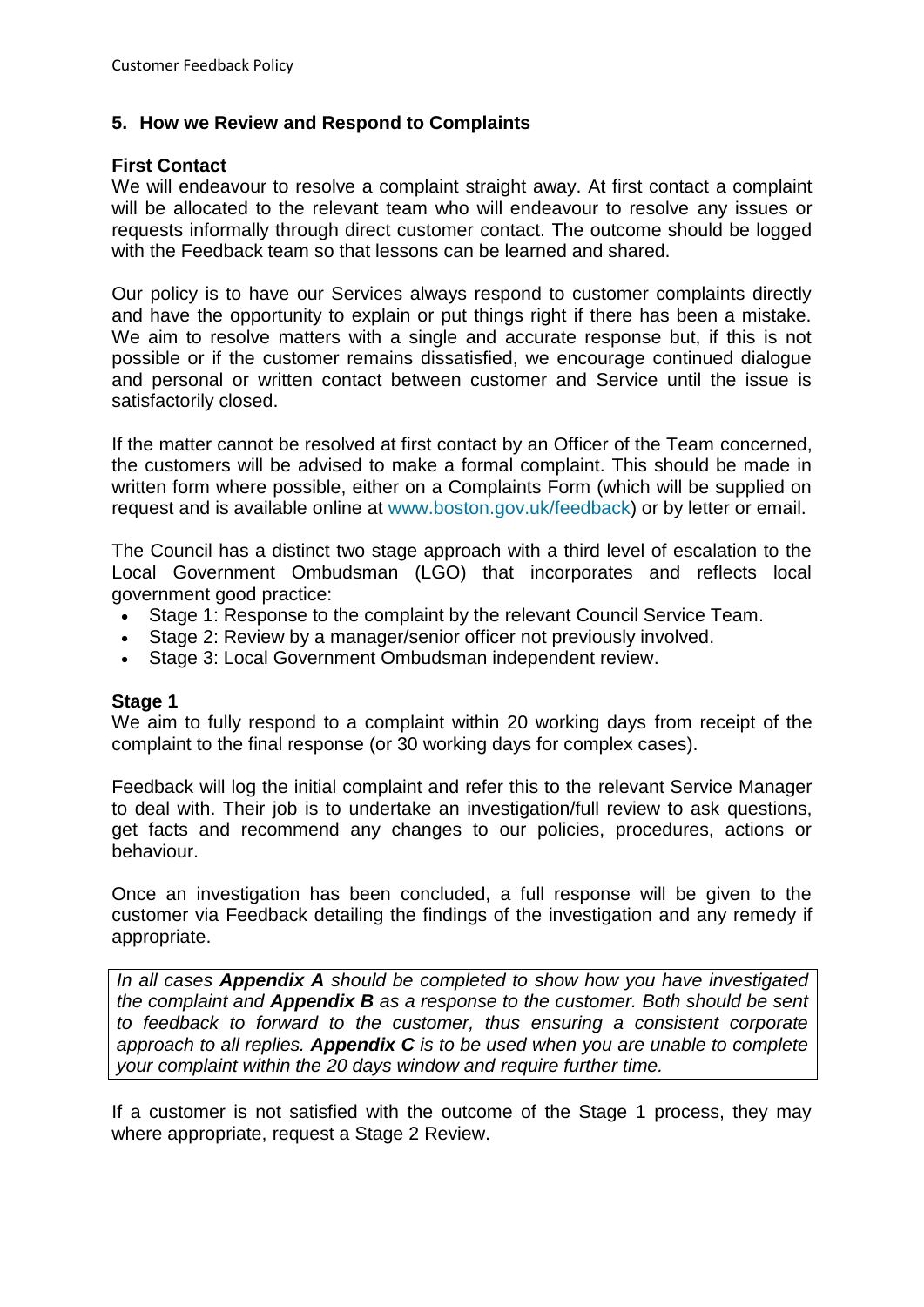## 5. How we Review and Respond to Complaints

**First Contact**

We will endeavour to resolve a complaint straight away. At first contact a complaint will be allocated to the relevant team who will endeavour to resolve any issues or requests informally through direct customer contact. The outcome should be logged with the Feedback team so that lessons can be learned and shared.

Our policy is to have our Services always respond to customer complaints directly and have the opportunity to explain or put things right if there has been a mistake. We aim to resolve matters with a single and accurate response but, if this is not possible or if the customer remains dissatisfied, we encourage continued dialogue and personal or written contact between customer and Service until the issue is satisfactorily closed.

If the matter cannot be resolved at first contact by an Officer of the Team concerned, the customers will be advised to make a formal complaint. This should be made in written form where possible, either on a Complaints Form (which will be supplied on request and is available online at www.boston.gov.uk/feedback) or by letter or email.

The Council has a distinct two stage approach with a third level of escalation to the Local Government Ombudsman (LGO) that incorporates and reflects local government good practice:

- Stage 1: Response to the complaint by the relevant Council Service Team.
- Stage 2: Review by a manager/senior officer not previously involved.
- Stage 3: Local Government Ombudsman independent review.

**Stage 1**

We aim to fully respond to a complaint within 20 working days from receipt of the complaint to the final response (or 30 working days for complex cases).

Feedback will log the initial complaint and refer this to the relevant Service Manager to deal with. Their job is to undertake an investigation/full review to ask questions, get facts and recommend any changes to our policies, procedures, actions or behaviour.

Once an investigation has been concluded, a full response will be given to the customer via Feedback detailing the findings of the investigation and any remedy if appropriate.

*In all cases **Appendix A** should be completed to show how you have investigated the complaint and **Appendix B** as a response to the customer. Both should be sent to feedback to forward to the customer, thus ensuring a consistent corporate approach to all replies. **Appendix C** is to be used when you are unable to complete your complaint within the 20 days window and require further time.*

If a customer is not satisfied with the outcome of the Stage 1 process, they may where appropriate, request a Stage 2 Review.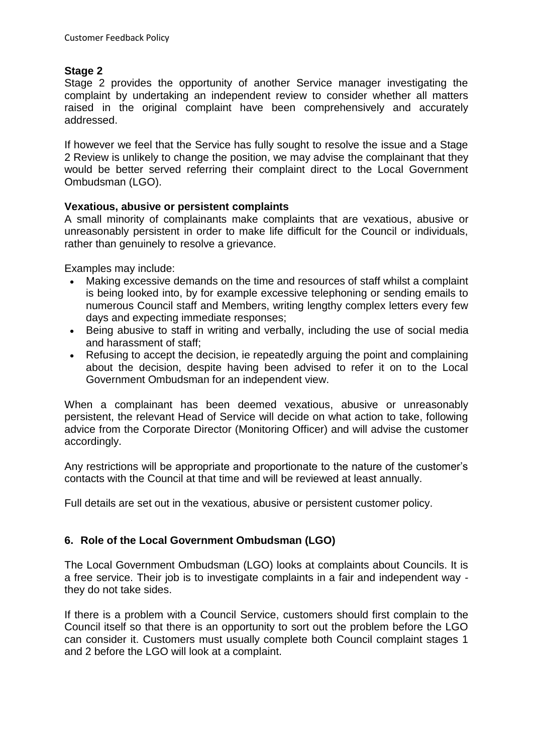**Stage 2**

Stage 2 provides the opportunity of another Service manager investigating the complaint by undertaking an independent review to consider whether all matters raised in the original complaint have been comprehensively and accurately addressed.

If however we feel that the Service has fully sought to resolve the issue and a Stage 2 Review is unlikely to change the position, we may advise the complainant that they would be better served referring their complaint direct to the Local Government Ombudsman (LGO).

**Vexatious, abusive or persistent complaints**

A small minority of complainants make complaints that are vexatious, abusive or unreasonably persistent in order to make life difficult for the Council or individuals, rather than genuinely to resolve a grievance.

Examples may include:

- Making excessive demands on the time and resources of staff whilst a complaint is being looked into, by for example excessive telephoning or sending emails to numerous Council staff and Members, writing lengthy complex letters every few days and expecting immediate responses;
- Being abusive to staff in writing and verbally, including the use of social media and harassment of staff;
- Refusing to accept the decision, ie repeatedly arguing the point and complaining about the decision, despite having been advised to refer it on to the Local Government Ombudsman for an independent view.

When a complainant has been deemed vexatious, abusive or unreasonably persistent, the relevant Head of Service will decide on what action to take, following advice from the Corporate Director (Monitoring Officer) and will advise the customer accordingly.

Any restrictions will be appropriate and proportionate to the nature of the customer's contacts with the Council at that time and will be reviewed at least annually.

Full details are set out in the vexatious, abusive or persistent customer policy.

## 6. Role of the Local Government Ombudsman (LGO)

The Local Government Ombudsman (LGO) looks at complaints about Councils. It is a free service. Their job is to investigate complaints in a fair and independent way - they do not take sides.

If there is a problem with a Council Service, customers should first complain to the Council itself so that there is an opportunity to sort out the problem before the LGO can consider it. Customers must usually complete both Council complaint stages 1 and 2 before the LGO will look at a complaint.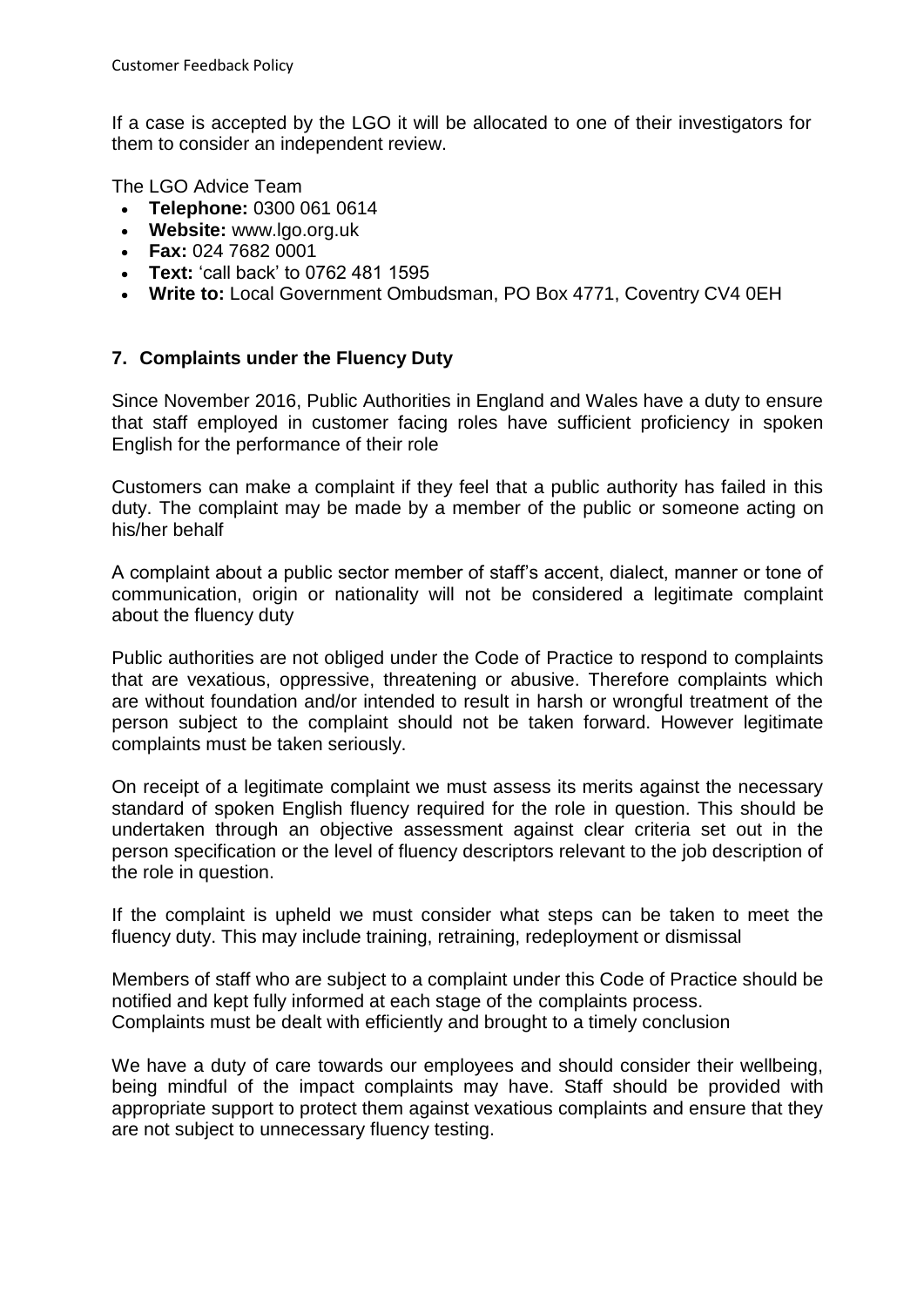If a case is accepted by the LGO it will be allocated to one of their investigators for them to consider an independent review.

The LGO Advice Team

- **Telephone:** 0300 061 0614
- **Website:** www.lgo.org.uk
- **Fax:** 024 7682 0001
- **Text:** 'call back' to 0762 481 1595
- **Write to:** Local Government Ombudsman, PO Box 4771, Coventry CV4 0EH

## 7. Complaints under the Fluency Duty

Since November 2016, Public Authorities in England and Wales have a duty to ensure that staff employed in customer facing roles have sufficient proficiency in spoken English for the performance of their role

Customers can make a complaint if they feel that a public authority has failed in this duty. The complaint may be made by a member of the public or someone acting on his/her behalf

A complaint about a public sector member of staff's accent, dialect, manner or tone of communication, origin or nationality will not be considered a legitimate complaint about the fluency duty

Public authorities are not obliged under the Code of Practice to respond to complaints that are vexatious, oppressive, threatening or abusive. Therefore complaints which are without foundation and/or intended to result in harsh or wrongful treatment of the person subject to the complaint should not be taken forward. However legitimate complaints must be taken seriously.

On receipt of a legitimate complaint we must assess its merits against the necessary standard of spoken English fluency required for the role in question. This should be undertaken through an objective assessment against clear criteria set out in the person specification or the level of fluency descriptors relevant to the job description of the role in question.

If the complaint is upheld we must consider what steps can be taken to meet the fluency duty. This may include training, retraining, redeployment or dismissal

Members of staff who are subject to a complaint under this Code of Practice should be notified and kept fully informed at each stage of the complaints process.
Complaints must be dealt with efficiently and brought to a timely conclusion

We have a duty of care towards our employees and should consider their wellbeing, being mindful of the impact complaints may have. Staff should be provided with appropriate support to protect them against vexatious complaints and ensure that they are not subject to unnecessary fluency testing.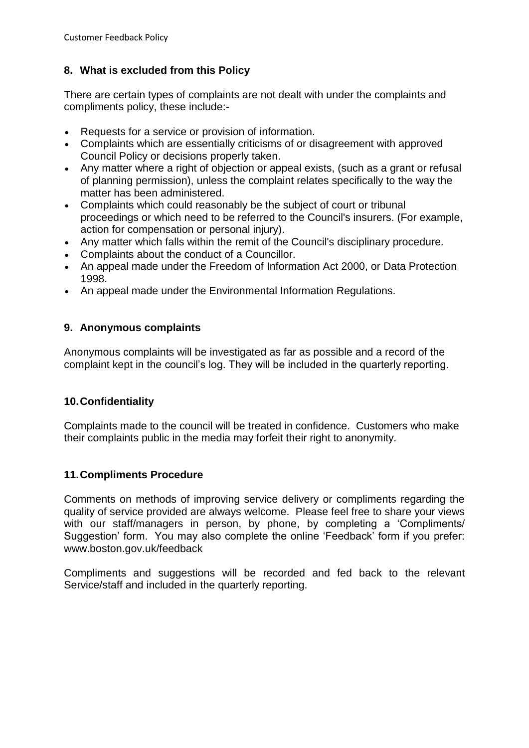## 8. What is excluded from this Policy

There are certain types of complaints are not dealt with under the complaints and compliments policy, these include:-

- Requests for a service or provision of information.
- Complaints which are essentially criticisms of or disagreement with approved Council Policy or decisions properly taken.
- Any matter where a right of objection or appeal exists, (such as a grant or refusal of planning permission), unless the complaint relates specifically to the way the matter has been administered.
- Complaints which could reasonably be the subject of court or tribunal proceedings or which need to be referred to the Council's insurers. (For example, action for compensation or personal injury).
- Any matter which falls within the remit of the Council's disciplinary procedure.
- Complaints about the conduct of a Councillor.
- An appeal made under the Freedom of Information Act 2000, or Data Protection 1998.
- An appeal made under the Environmental Information Regulations.

## 9. Anonymous complaints

Anonymous complaints will be investigated as far as possible and a record of the complaint kept in the council's log. They will be included in the quarterly reporting.

## 10. Confidentiality

Complaints made to the council will be treated in confidence. Customers who make their complaints public in the media may forfeit their right to anonymity.

## 11. Compliments Procedure

Comments on methods of improving service delivery or compliments regarding the quality of service provided are always welcome. Please feel free to share your views with our staff/managers in person, by phone, by completing a 'Compliments/ Suggestion' form. You may also complete the online 'Feedback' form if you prefer: www.boston.gov.uk/feedback

Compliments and suggestions will be recorded and fed back to the relevant Service/staff and included in the quarterly reporting.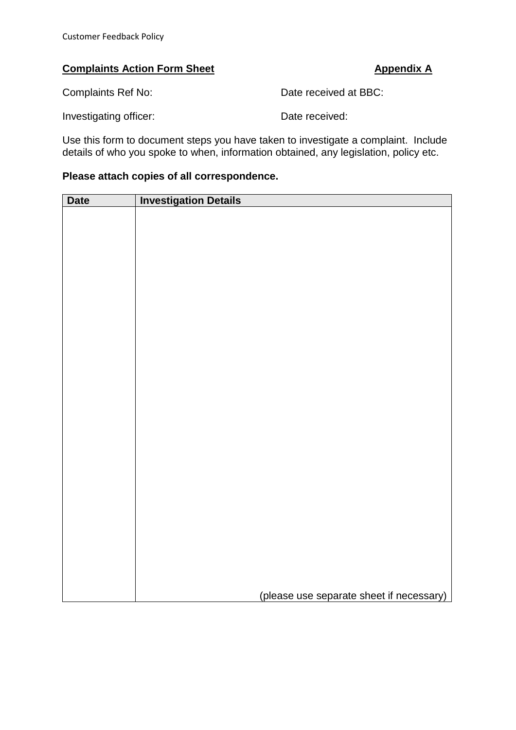**Complaints Action Form Sheet** **Appendix A**

Complaints Ref No: Date received at BBC:

Investigating officer: Date received:

Use this form to document steps you have taken to investigate a complaint. Include details of who you spoke to when, information obtained, any legislation, policy etc.

**Please attach copies of all correspondence.**

| Date | Investigation Details |
|---|---|
| | (please use separate sheet if necessary) |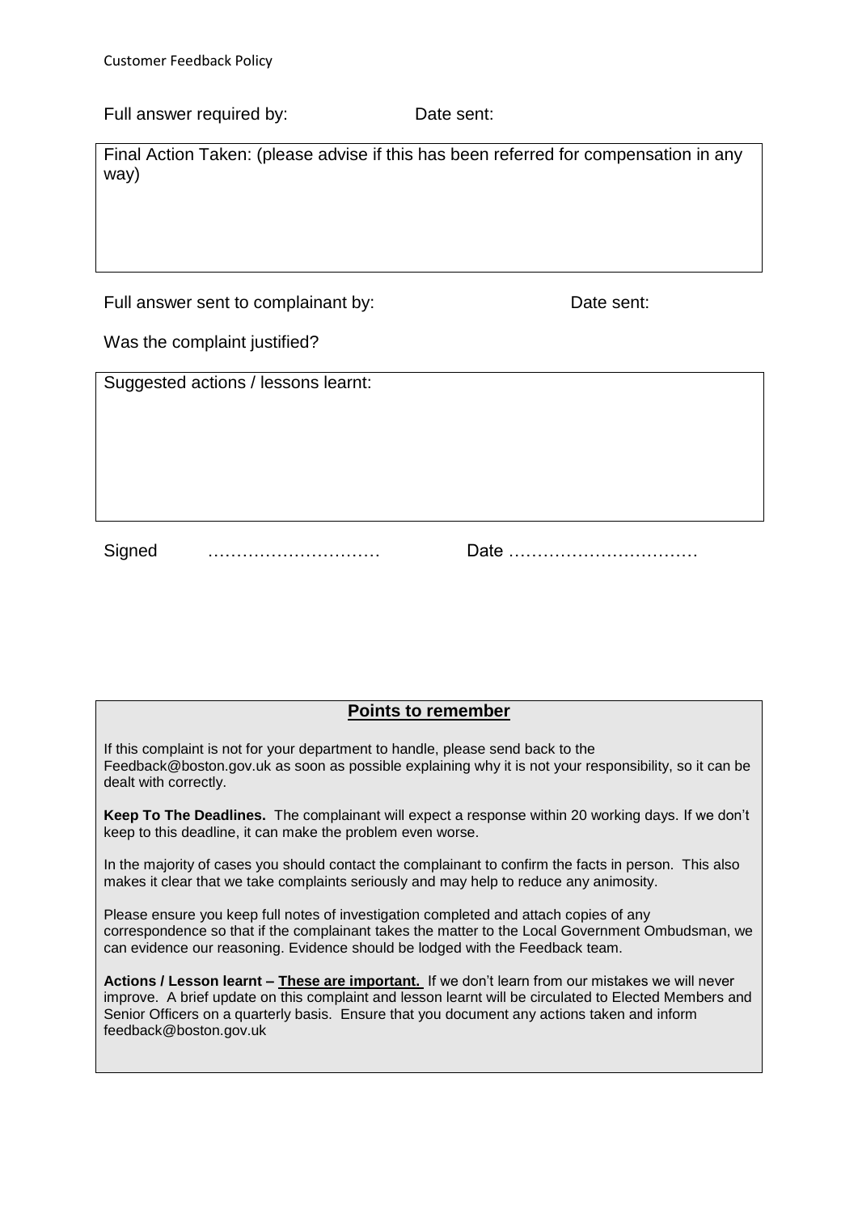Full answer required by: Date sent:

Final Action Taken: (please advise if this has been referred for compensation in any way)

Full answer sent to complainant by: Date sent:

Was the complaint justified?

Suggested actions / lessons learnt:

Signed ………………………… Date ……………………………

## Points to remember

If this complaint is not for your department to handle, please send back to the Feedback@boston.gov.uk as soon as possible explaining why it is not your responsibility, so it can be dealt with correctly.

**Keep To The Deadlines.** The complainant will expect a response within 20 working days. If we don't keep to this deadline, it can make the problem even worse.

In the majority of cases you should contact the complainant to confirm the facts in person. This also makes it clear that we take complaints seriously and may help to reduce any animosity.

Please ensure you keep full notes of investigation completed and attach copies of any correspondence so that if the complainant takes the matter to the Local Government Ombudsman, we can evidence our reasoning. Evidence should be lodged with the Feedback team.

**Actions / Lesson learnt – These are important.** If we don't learn from our mistakes we will never improve. A brief update on this complaint and lesson learnt will be circulated to Elected Members and Senior Officers on a quarterly basis. Ensure that you document any actions taken and inform feedback@boston.gov.uk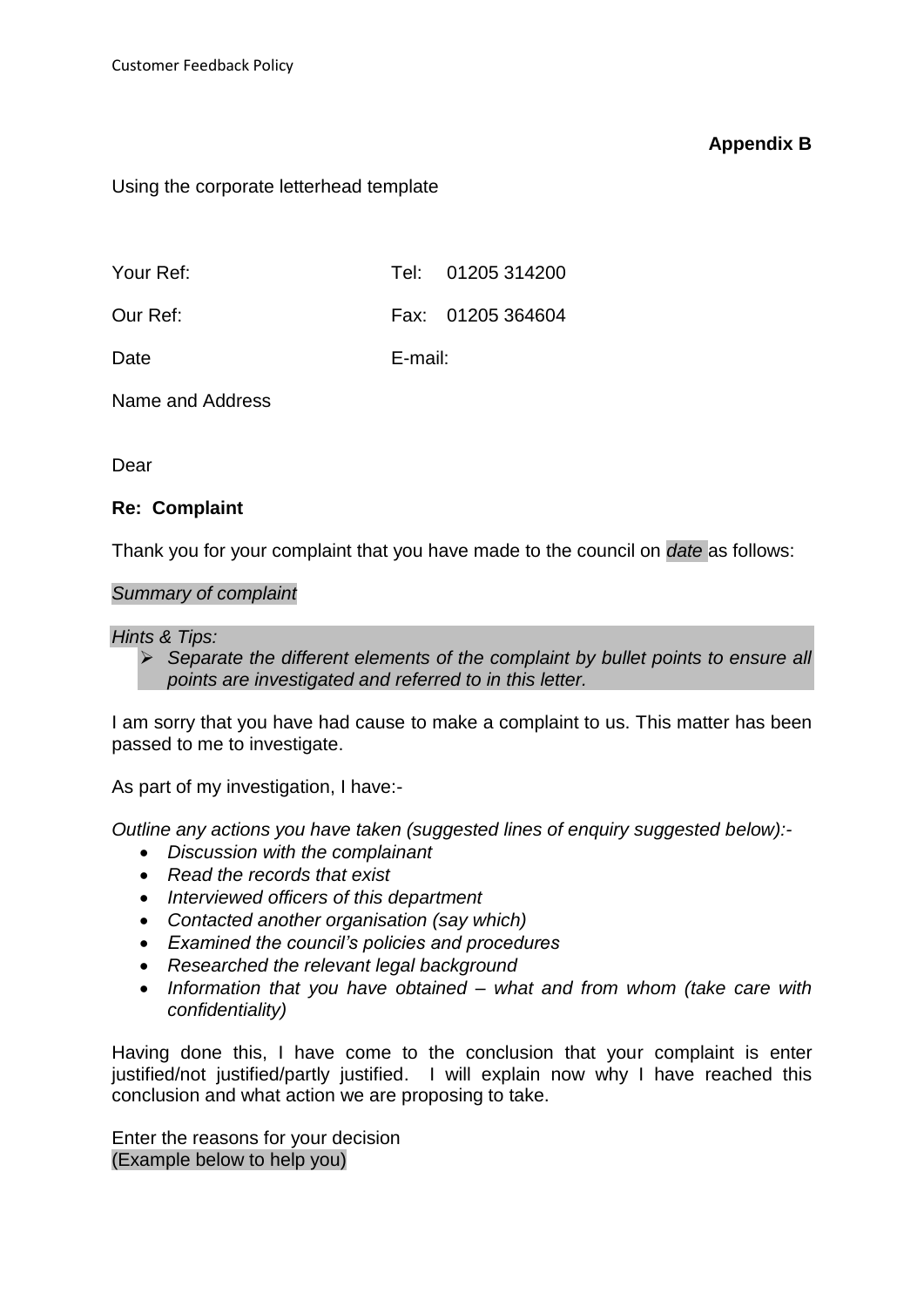**Appendix B**

Using the corporate letterhead template

| | |
|---|---|
| Your Ref: | Tel: 01205 314200 |
| Our Ref: | Fax: 01205 364604 |
| Date | E-mail: |

Name and Address

Dear

**Re: Complaint**

Thank you for your complaint that you have made to the council on *date* as follows:

*Summary of complaint*

*Hints & Tips:*

- *Separate the different elements of the complaint by bullet points to ensure all points are investigated and referred to in this letter.*

I am sorry that you have had cause to make a complaint to us. This matter has been passed to me to investigate.

As part of my investigation, I have:-

*Outline any actions you have taken (suggested lines of enquiry suggested below):-*

- *Discussion with the complainant*
- *Read the records that exist*
- *Interviewed officers of this department*
- *Contacted another organisation (say which)*
- *Examined the council's policies and procedures*
- *Researched the relevant legal background*
- *Information that you have obtained – what and from whom (take care with confidentiality)*

Having done this, I have come to the conclusion that your complaint is enter justified/not justified/partly justified. I will explain now why I have reached this conclusion and what action we are proposing to take.

Enter the reasons for your decision
(Example below to help you)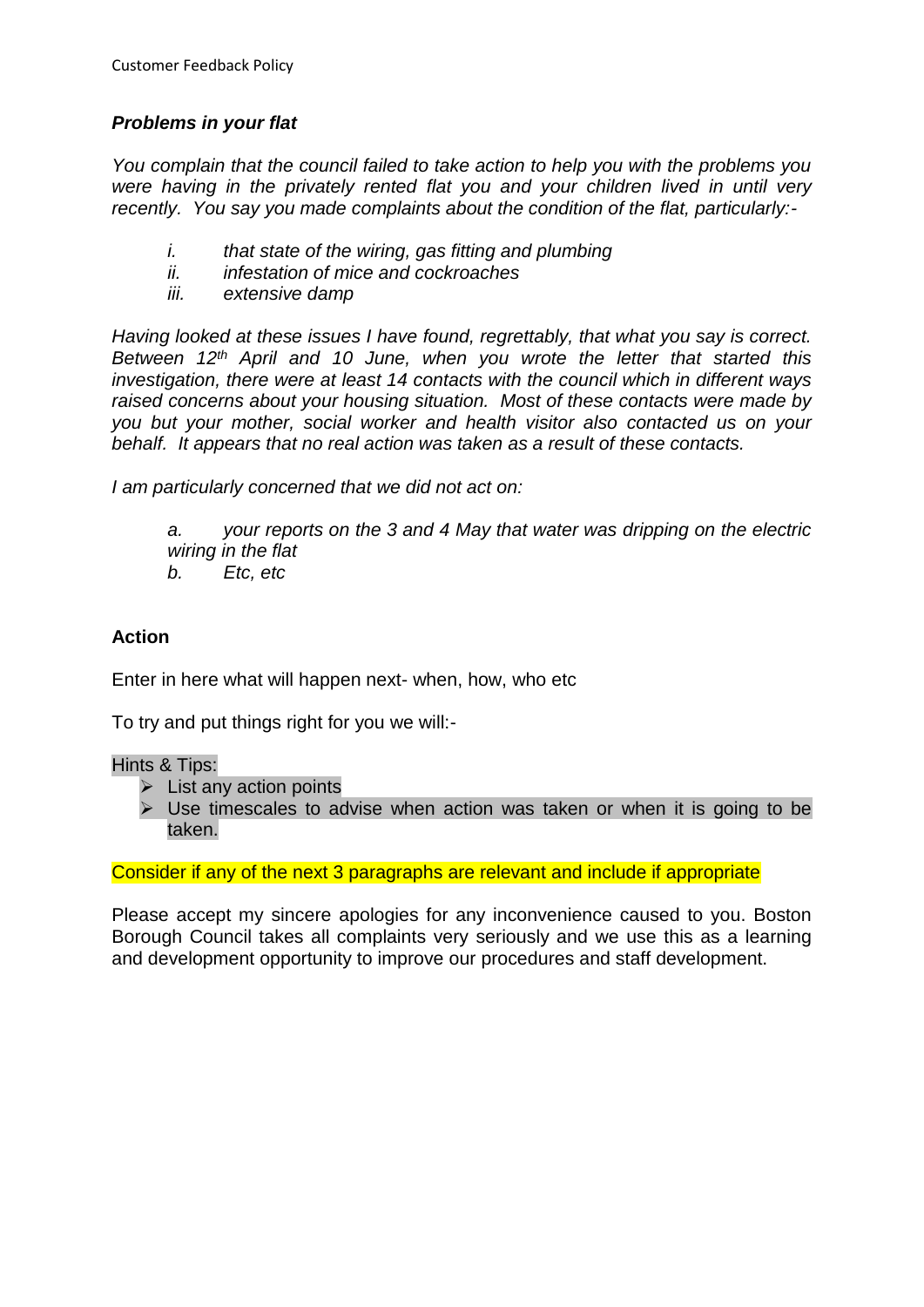***Problems in your flat***

*You complain that the council failed to take action to help you with the problems you were having in the privately rented flat you and your children lived in until very recently. You say you made complaints about the condition of the flat, particularly:-*

*i. that state of the wiring, gas fitting and plumbing*
*ii. infestation of mice and cockroaches*
*iii. extensive damp*

*Having looked at these issues I have found, regrettably, that what you say is correct. Between 12th April and 10 June, when you wrote the letter that started this investigation, there were at least 14 contacts with the council which in different ways raised concerns about your housing situation. Most of these contacts were made by you but your mother, social worker and health visitor also contacted us on your behalf. It appears that no real action was taken as a result of these contacts.*

*I am particularly concerned that we did not act on:*

*a. your reports on the 3 and 4 May that water was dripping on the electric wiring in the flat*
*b. Etc, etc*

**Action**

Enter in here what will happen next- when, how, who etc

To try and put things right for you we will:-

Hints & Tips:

- List any action points
- Use timescales to advise when action was taken or when it is going to be taken.

Consider if any of the next 3 paragraphs are relevant and include if appropriate

Please accept my sincere apologies for any inconvenience caused to you. Boston Borough Council takes all complaints very seriously and we use this as a learning and development opportunity to improve our procedures and staff development.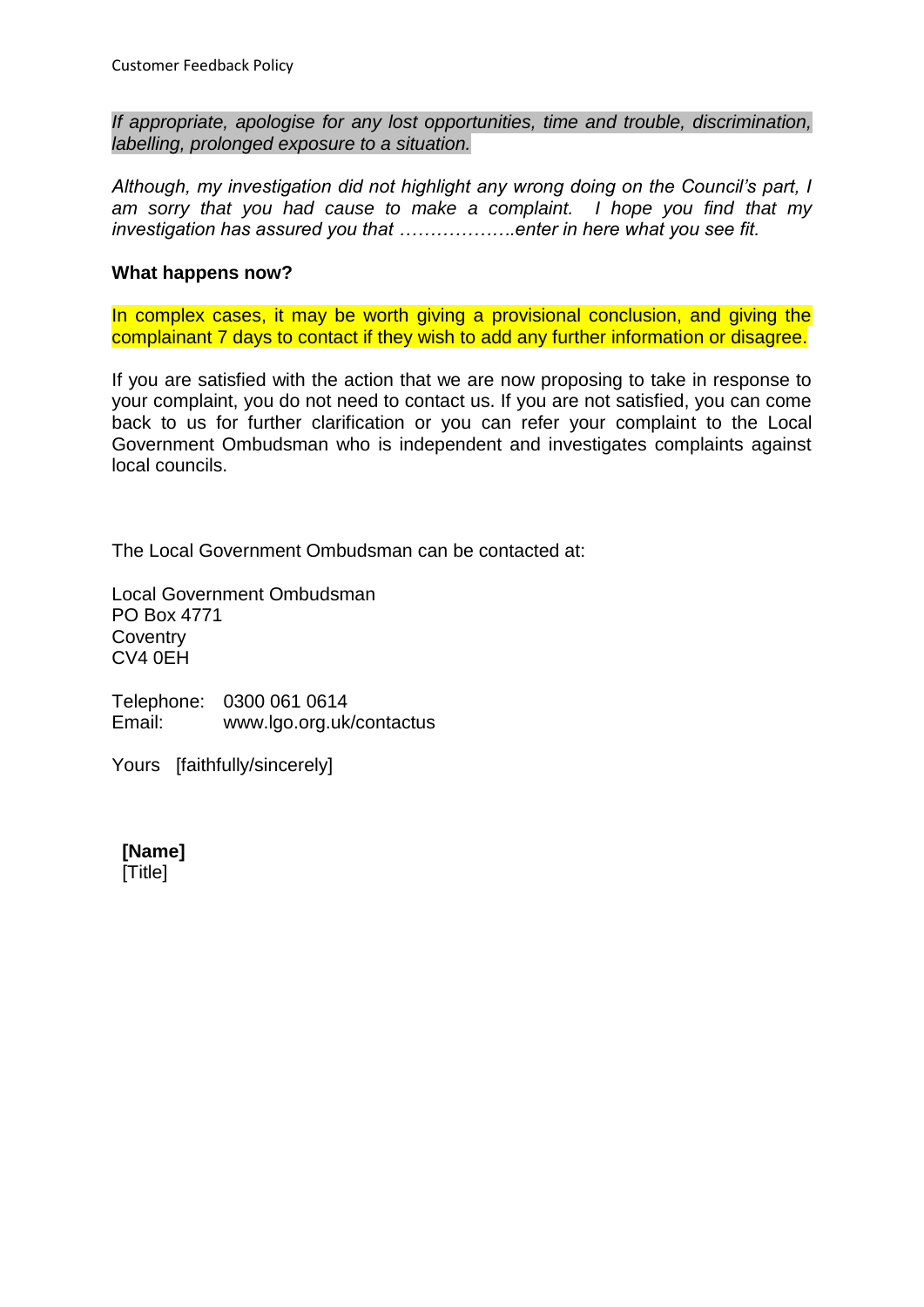*If appropriate, apologise for any lost opportunities, time and trouble, discrimination, labelling, prolonged exposure to a situation.*

*Although, my investigation did not highlight any wrong doing on the Council's part, I am sorry that you had cause to make a complaint. I hope you find that my investigation has assured you that ……………….enter in here what you see fit.*

**What happens now?**

In complex cases, it may be worth giving a provisional conclusion, and giving the complainant 7 days to contact if they wish to add any further information or disagree.

If you are satisfied with the action that we are now proposing to take in response to your complaint, you do not need to contact us. If you are not satisfied, you can come back to us for further clarification or you can refer your complaint to the Local Government Ombudsman who is independent and investigates complaints against local councils.

The Local Government Ombudsman can be contacted at:

Local Government Ombudsman
PO Box 4771
Coventry
CV4 0EH

Telephone: 0300 061 0614
Email: www.lgo.org.uk/contactus

Yours [faithfully/sincerely]

**[Name]**
[Title]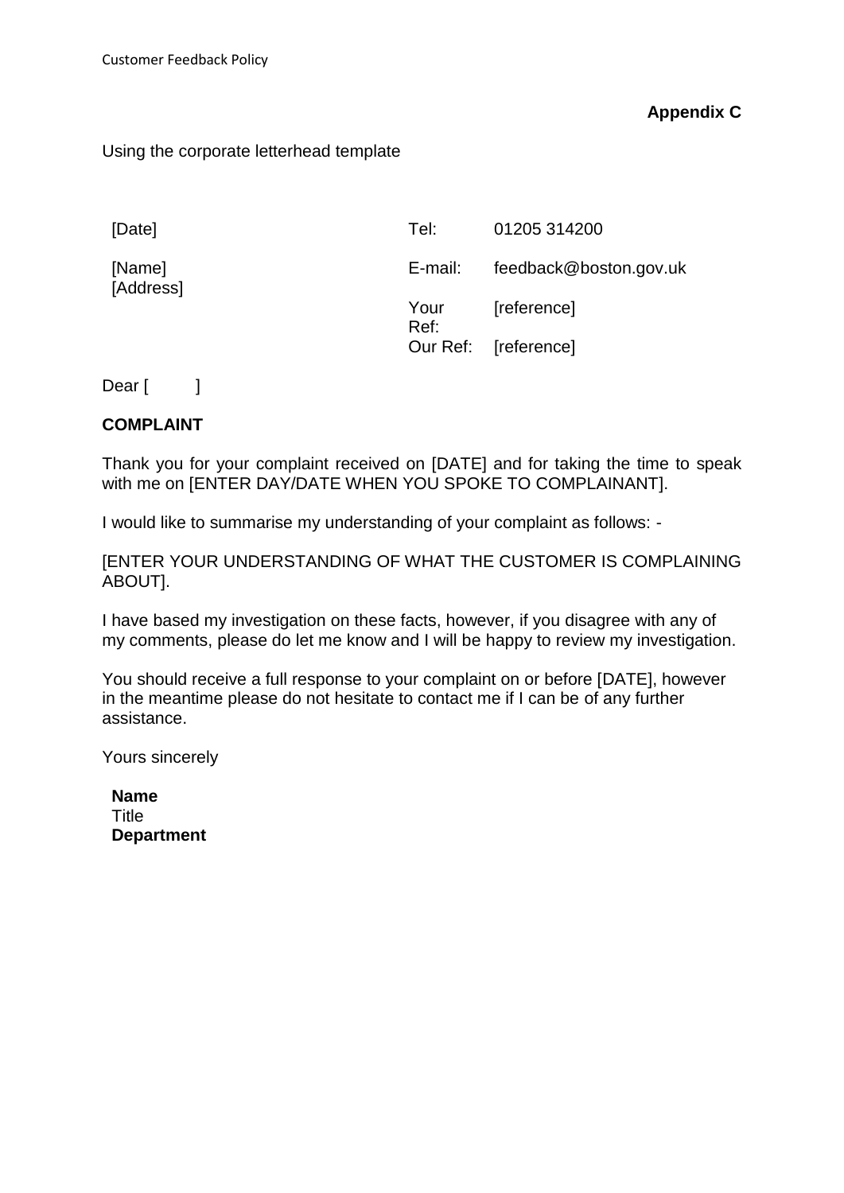**Appendix C**

Using the corporate letterhead template

| [Date] | Tel: | 01205 314200 |
|---|---|---|
| [Name] [Address] | E-mail: | feedback@boston.gov.uk |
| | Your Ref: | [reference] |
| | Our Ref: | [reference] |

Dear [ ]

**COMPLAINT**

Thank you for your complaint received on [DATE] and for taking the time to speak with me on [ENTER DAY/DATE WHEN YOU SPOKE TO COMPLAINANT].

I would like to summarise my understanding of your complaint as follows: -

[ENTER YOUR UNDERSTANDING OF WHAT THE CUSTOMER IS COMPLAINING ABOUT].

I have based my investigation on these facts, however, if you disagree with any of my comments, please do let me know and I will be happy to review my investigation.

You should receive a full response to your complaint on or before [DATE], however in the meantime please do not hesitate to contact me if I can be of any further assistance.

Yours sincerely

**Name**
Title
**Department**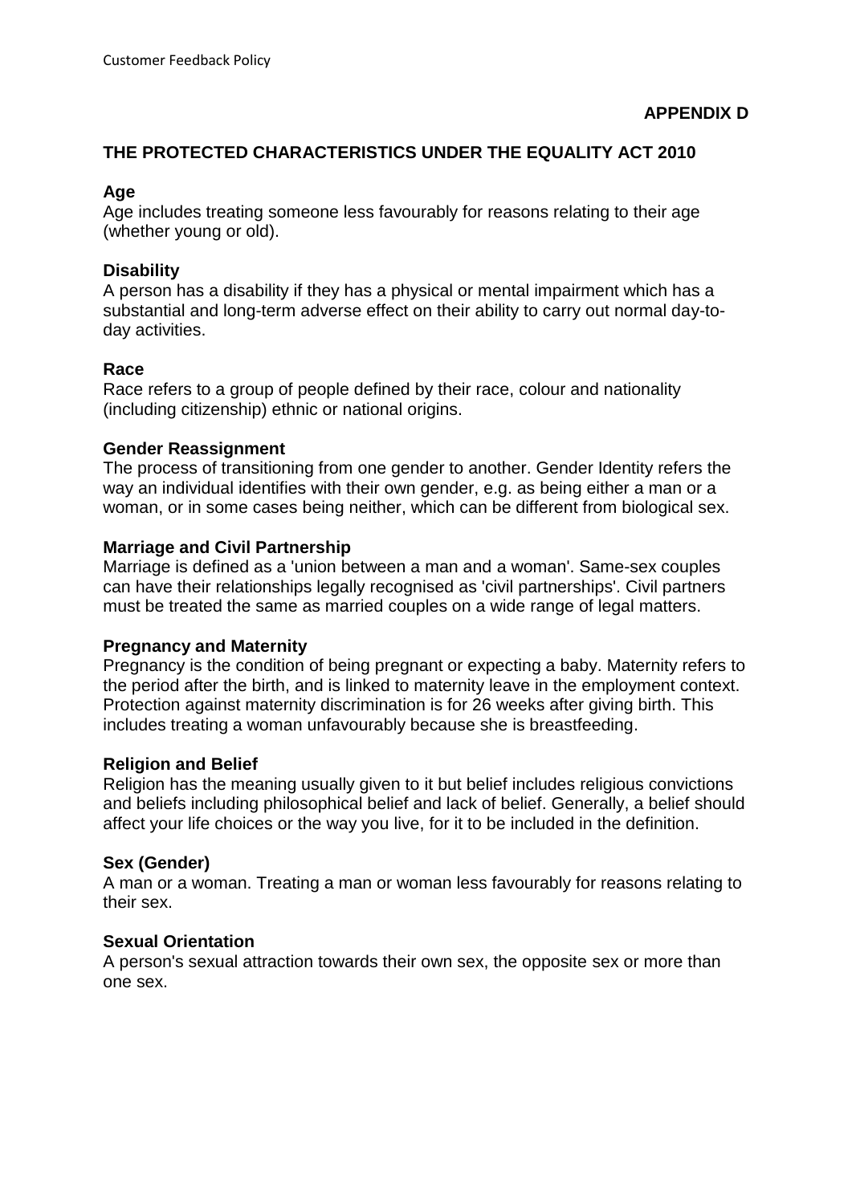**APPENDIX D**

## THE PROTECTED CHARACTERISTICS UNDER THE EQUALITY ACT 2010

**Age**

Age includes treating someone less favourably for reasons relating to their age (whether young or old).

**Disability**

A person has a disability if they has a physical or mental impairment which has a substantial and long-term adverse effect on their ability to carry out normal day-to-day activities.

**Race**

Race refers to a group of people defined by their race, colour and nationality (including citizenship) ethnic or national origins.

**Gender Reassignment**

The process of transitioning from one gender to another. Gender Identity refers the way an individual identifies with their own gender, e.g. as being either a man or a woman, or in some cases being neither, which can be different from biological sex.

**Marriage and Civil Partnership**

Marriage is defined as a 'union between a man and a woman'. Same-sex couples can have their relationships legally recognised as 'civil partnerships'. Civil partners must be treated the same as married couples on a wide range of legal matters.

**Pregnancy and Maternity**

Pregnancy is the condition of being pregnant or expecting a baby. Maternity refers to the period after the birth, and is linked to maternity leave in the employment context. Protection against maternity discrimination is for 26 weeks after giving birth. This includes treating a woman unfavourably because she is breastfeeding.

**Religion and Belief**

Religion has the meaning usually given to it but belief includes religious convictions and beliefs including philosophical belief and lack of belief. Generally, a belief should affect your life choices or the way you live, for it to be included in the definition.

**Sex (Gender)**

A man or a woman. Treating a man or woman less favourably for reasons relating to their sex.

**Sexual Orientation**

A person's sexual attraction towards their own sex, the opposite sex or more than one sex.